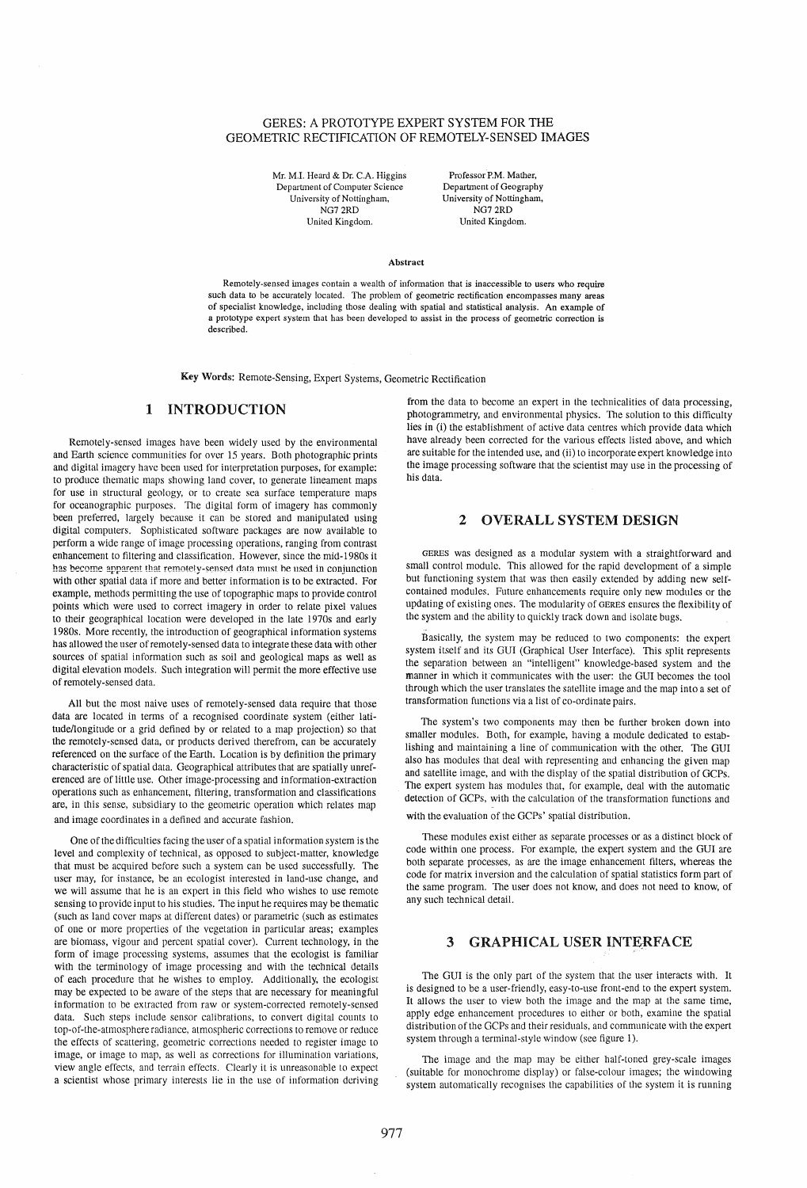# GERES: A PROTOTYPE EXPERT SYSTEM FOR THE GEOMETRIC RECTIFICATION OF REMOTELY-SENSED IMAGES

Mr. M.I. Heard & Dr. C.A. Higgins
Department of Computer Science
University of Nottingham,
NG7 2RD
United Kingdom.

Professor P.M. Mather,
Department of Geography
University of Nottingham,
NG7 2RD
United Kingdom.

**Abstract**

Remotely-sensed images contain a wealth of information that is inaccessible to users who require such data to be accurately located. The problem of geometric rectification encompasses many areas of specialist knowledge, including those dealing with spatial and statistical analysis. An example of a prototype expert system that has been developed to assist in the process of geometric correction is described.

**Key Words:** Remote-Sensing, Expert Systems, Geometric Rectification

## 1 INTRODUCTION

Remotely-sensed images have been widely used by the environmental and Earth science communities for over 15 years. Both photographic prints and digital imagery have been used for interpretation purposes, for example: to produce thematic maps showing land cover, to generate lineament maps for use in structural geology, or to create sea surface temperature maps for oceanographic purposes. The digital form of imagery has commonly been preferred, largely because it can be stored and manipulated using digital computers. Sophisticated software packages are now available to perform a wide range of image processing operations, ranging from contrast enhancement to filtering and classification. However, since the mid-1980s it has become apparent that remotely-sensed data must be used in conjunction with other spatial data if more and better information is to be extracted. For example, methods permitting the use of topographic maps to provide control points which were used to correct imagery in order to relate pixel values to their geographical location were developed in the late 1970s and early 1980s. More recently, the introduction of geographical information systems has allowed the user of remotely-sensed data to integrate these data with other sources of spatial information such as soil and geological maps as well as digital elevation models. Such integration will permit the more effective use of remotely-sensed data.

All but the most naive uses of remotely-sensed data require that those data are located in terms of a recognised coordinate system (either latitude/longitude or a grid defined by or related to a map projection) so that the remotely-sensed data, or products derived therefrom, can be accurately referenced on the surface of the Earth. Location is by definition the primary characteristic of spatial data. Geographical attributes that are spatially unreferenced are of little use. Other image-processing and information-extraction operations such as enhancement, filtering, transformation and classifications are, in this sense, subsidiary to the geometric operation which relates map and image coordinates in a defined and accurate fashion.

One of the difficulties facing the user of a spatial information system is the level and complexity of technical, as opposed to subject-matter, knowledge that must be acquired before such a system can be used successfully. The user may, for instance, be an ecologist interested in land-use change, and we will assume that he is an expert in this field who wishes to use remote sensing to provide input to his studies. The input he requires may be thematic (such as land cover maps at different dates) or parametric (such as estimates of one or more properties of the vegetation in particular areas; examples are biomass, vigour and percent spatial cover). Current technology, in the form of image processing systems, assumes that the ecologist is familiar with the terminology of image processing and with the technical details of each procedure that he wishes to employ. Additionally, the ecologist may be expected to be aware of the steps that are necessary for meaningful information to be extracted from raw or system-corrected remotely-sensed data. Such steps include sensor calibrations, to convert digital counts to top-of-the-atmosphere radiance, atmospheric corrections to remove or reduce the effects of scattering, geometric corrections needed to register image to image, or image to map, as well as corrections for illumination variations, view angle effects, and terrain effects. Clearly it is unreasonable to expect a scientist whose primary interests lie in the use of information deriving from the data to become an expert in the technicalities of data processing, photogrammetry, and environmental physics. The solution to this difficulty lies in (i) the establishment of active data centres which provide data which have already been corrected for the various effects listed above, and which are suitable for the intended use, and (ii) to incorporate expert knowledge into the image processing software that the scientist may use in the processing of his data.

## 2 OVERALL SYSTEM DESIGN

GERES was designed as a modular system with a straightforward and small control module. This allowed for the rapid development of a simple but functioning system that was then easily extended by adding new self-contained modules. Future enhancements require only new modules or the updating of existing ones. The modularity of GERES ensures the flexibility of the system and the ability to quickly track down and isolate bugs.

Basically, the system may be reduced to two components: the expert system itself and its GUI (Graphical User Interface). This split represents the separation between an "intelligent" knowledge-based system and the manner in which it communicates with the user: the GUI becomes the tool through which the user translates the satellite image and the map into a set of transformation functions via a list of co-ordinate pairs.

The system's two components may then be further broken down into smaller modules. Both, for example, having a module dedicated to establishing and maintaining a line of communication with the other. The GUI also has modules that deal with representing and enhancing the given map and satellite image, and with the display of the spatial distribution of GCPs. The expert system has modules that, for example, deal with the automatic detection of GCPs, with the calculation of the transformation functions and with the evaluation of the GCPs' spatial distribution.

These modules exist either as separate processes or as a distinct block of code within one process. For example, the expert system and the GUI are both separate processes, as are the image enhancement filters, whereas the code for matrix inversion and the calculation of spatial statistics form part of the same program. The user does not know, and does not need to know, of any such technical detail.

## 3 GRAPHICAL USER INTERFACE

The GUI is the only part of the system that the user interacts with. It is designed to be a user-friendly, easy-to-use front-end to the expert system. It allows the user to view both the image and the map at the same time, apply edge enhancement procedures to either or both, examine the spatial distribution of the GCPs and their residuals, and communicate with the expert system through a terminal-style window (see figure 1).

The image and the map may be either half-toned grey-scale images (suitable for monochrome display) or false-colour images; the windowing system automatically recognises the capabilities of the system it is running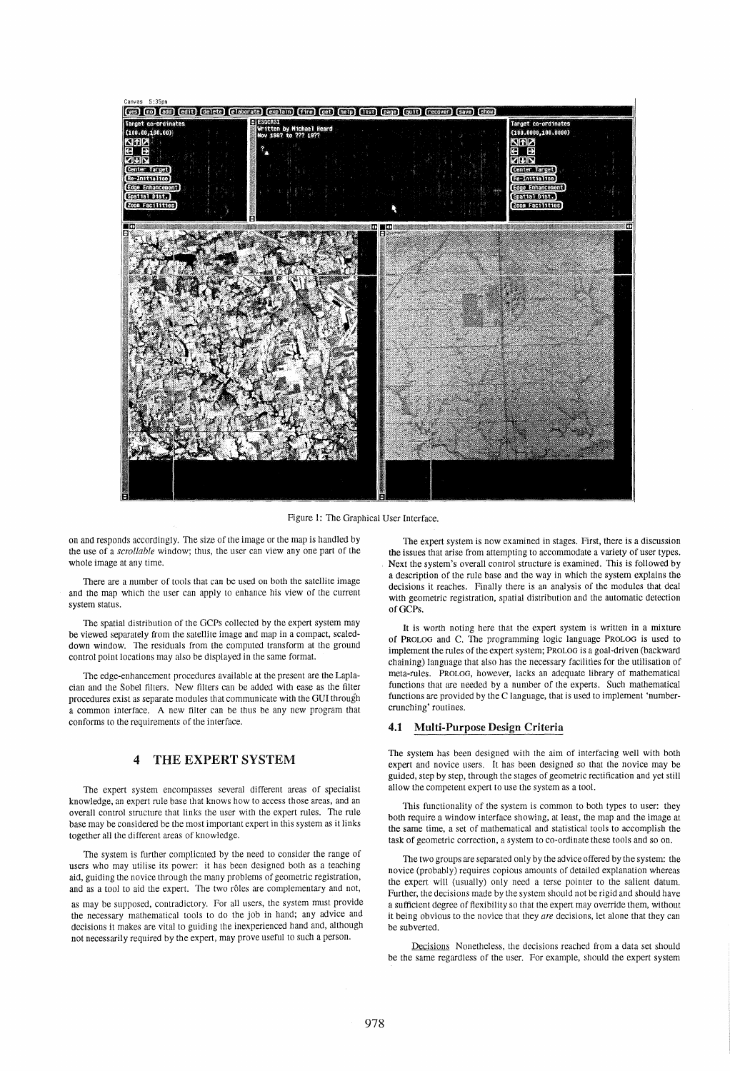Figure 1: The Graphical User Interface.

on and responds accordingly. The size of the image or the map is handled by the use of a *scrollable* window; thus, the user can view any one part of the whole image at any time.

There are a number of tools that can be used on both the satellite image and the map which the user can apply to enhance his view of the current system status.

The spatial distribution of the GCPs collected by the expert system may be viewed separately from the satellite image and map in a compact, scaled-down window. The residuals from the computed transform at the ground control point locations may also be displayed in the same format.

The edge-enhancement procedures available at the present are the Laplacian and the Sobel filters. New filters can be added with ease as the filter procedures exist as separate modules that communicate with the GUI through a common interface. A new filter can be thus be any new program that conforms to the requirements of the interface.

## 4 THE EXPERT SYSTEM

The expert system encompasses several different areas of specialist knowledge, an expert rule base that knows how to access those areas, and an overall control structure that links the user with the expert rules. The rule base may be considered be the most important expert in this system as it links together all the different areas of knowledge.

The system is further complicated by the need to consider the range of users who may utilise its power: it has been designed both as a teaching aid, guiding the novice through the many problems of geometric registration, and as a tool to aid the expert. The two rôles are complementary and not, as may be supposed, contradictory. For all users, the system must provide the necessary mathematical tools to do the job in hand; any advice and decisions it makes are vital to guiding the inexperienced hand and, although not necessarily required by the expert, may prove useful to such a person.

The expert system is now examined in stages. First, there is a discussion the issues that arise from attempting to accommodate a variety of user types. Next the system's overall control structure is examined. This is followed by a description of the rule base and the way in which the system explains the decisions it reaches. Finally there is an analysis of the modules that deal with geometric registration, spatial distribution and the automatic detection of GCPs.

It is worth noting here that the expert system is written in a mixture of PROLOG and C. The programming logic language PROLOG is used to implement the rules of the expert system; PROLOG is a goal-driven (backward chaining) language that also has the necessary facilities for the utilisation of meta-rules. PROLOG, however, lacks an adequate library of mathematical functions that are needed by a number of the experts. Such mathematical functions are provided by the C language, that is used to implement 'number-crunching' routines.

### 4.1 Multi-Purpose Design Criteria

The system has been designed with the aim of interfacing well with both expert and novice users. It has been designed so that the novice may be guided, step by step, through the stages of geometric rectification and yet still allow the competent expert to use the system as a tool.

This functionality of the system is common to both types to user: they both require a window interface showing, at least, the map and the image at the same time, a set of mathematical and statistical tools to accomplish the task of geometric correction, a system to co-ordinate these tools and so on.

The two groups are separated only by the advice offered by the system: the novice (probably) requires copious amounts of detailed explanation whereas the expert will (usually) only need a terse pointer to the salient datum. Further, the decisions made by the system should not be rigid and should have a sufficient degree of flexibility so that the expert may override them, without it being obvious to the novice that they *are* decisions, let alone that they can be subverted.

Decisions Nonetheless, the decisions reached from a data set should be the same regardless of the user. For example, should the expert system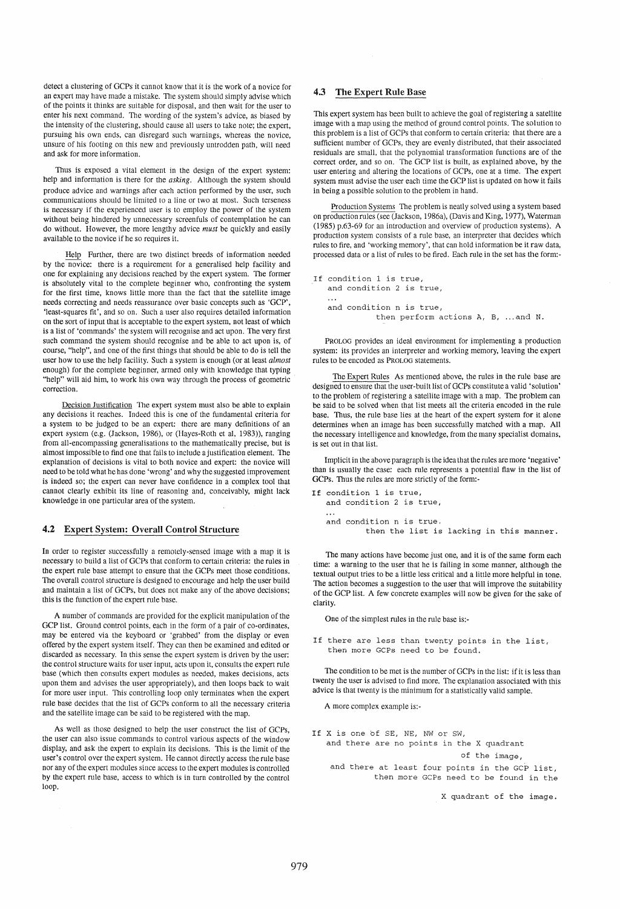detect a clustering of GCPs it cannot know that it is the work of a novice for an expert may have made a mistake. The system should simply advise which of the points it thinks are suitable for disposal, and then wait for the user to enter his next command. The wording of the system's advice, as biased by the intensity of the clustering, should cause all users to take note; the expert, pursuing his own ends, can disregard such warnings, whereas the novice, unsure of his footing on this new and previously untrodden path, will need and ask for more information.

Thus is exposed a vital element in the design of the expert system: help and information is there for the *asking*. Although the system should produce advice and warnings after each action performed by the user, such communications should be limited to a line or two at most. Such terseness is necessary if the experienced user is to employ the power of the system without being hindered by unnecessary screenfuls of contemplation he can do without. However, the more lengthy advice *must* be quickly and easily available to the novice if he so requires it.

Help Further, there are two distinct breeds of information needed by the novice: there is a requirement for a generalised help facility and one for explaining any decisions reached by the expert system. The former is absolutely vital to the complete beginner who, confronting the system for the first time, knows little more than the fact that the satellite image needs correcting and needs reassurance over basic concepts such as 'GCP', 'least-squares fit', and so on. Such a user also requires detailed information on the sort of input that is acceptable to the expert system, not least of which is a list of 'commands' the system will recognise and act upon. The very first such command the system should recognise and be able to act upon is, of course, "help", and one of the first things that should be able to do is tell the user how to use the help facility. Such a system is enough (or at least *almost* enough) for the complete beginner, armed only with knowledge that typing "help" will aid him, to work his own way through the process of geometric correction.

Decision Justification The expert system must also be able to explain any decisions it reaches. Indeed this is one of the fundamental criteria for a system to be judged to be an expert: there are many definitions of an expert system (e.g. (Jackson, 1986), or (Hayes-Roth et al, 1983)), ranging from all-encompassing generalisations to the mathematically precise, but is almost impossible to find one that fails to include a justification element. The explanation of decisions is vital to both novice and expert: the novice will need to be told what he has done 'wrong' and why the suggested improvement is indeed so; the expert can never have confidence in a complex tool that cannot clearly exhibit its line of reasoning and, conceivably, might lack knowledge in one particular area of the system.

## 4.2 Expert System: Overall Control Structure

In order to register successfully a remotely-sensed image with a map it is necessary to build a list of GCPs that conform to certain criteria: the rules in the expert rule base attempt to ensure that the GCPs meet those conditions. The overall control structure is designed to encourage and help the user build and maintain a list of GCPs, but does not make any of the above decisions; this is the function of the expert rule base.

A number of commands are provided for the explicit manipulation of the GCP list. Ground control points, each in the form of a pair of co-ordinates, may be entered via the keyboard or 'grabbed' from the display or even offered by the expert system itself. They can then be examined and edited or discarded as necessary. In this sense the expert system is driven by the user: the control structure waits for user input, acts upon it, consults the expert rule base (which then consults expert modules as needed, makes decisions, acts upon them and advises the user appropriately), and then loops back to wait for more user input. This controlling loop only terminates when the expert rule base decides that the list of GCPs conform to all the necessary criteria and the satellite image can be said to be registered with the map.

As well as those designed to help the user construct the list of GCPs, the user can also issue commands to control various aspects of the window display, and ask the expert to explain its decisions. This is the limit of the user's control over the expert system. He cannot directly access the rule base nor any of the expert modules since access to the expert modules is controlled by the expert rule base, access to which is in turn controlled by the control loop.

## 4.3 The Expert Rule Base

This expert system has been built to achieve the goal of registering a satellite image with a map using the method of ground control points. The solution to this problem is a list of GCPs that conform to certain criteria: that there are a sufficient number of GCPs, they are evenly distributed, that their associated residuals are small, that the polynomial transformation functions are of the correct order, and so on. The GCP list is built, as explained above, by the user entering and altering the locations of GCPs, one at a time. The expert system must advise the user each time the GCP list is updated on how it fails in being a possible solution to the problem in hand.

Production Systems The problem is neatly solved using a system based on production rules (see (Jackson, 1986a), (Davis and King, 1977), Waterman (1985) p.63-69 for an introduction and overview of production systems). A production system consists of a rule base, an interpreter that decides which rules to fire, and 'working memory', that can hold information be it raw data, processed data or a list of rules to be fired. Each rule in the set has the form:-

```
If condition 1 is true,
   and condition 2 is true,
   ...
   and condition n is true,
            then perform actions A, B, ...and N.
```

PROLOG provides an ideal environment for implementing a production system: its provides an interpreter and working memory, leaving the expert rules to be encoded as PROLOG statements.

The Expert Rules As mentioned above, the rules in the rule base are designed to ensure that the user-built list of GCPs constitute a valid 'solution' to the problem of registering a satellite image with a map. The problem can be said to be solved when that list meets all the criteria encoded in the rule base. Thus, the rule base lies at the heart of the expert system for it alone determines when an image has been successfully matched with a map. All the necessary intelligence and knowledge, from the many specialist domains, is set out in that list.

Implicit in the above paragraph is the idea that the rules are more 'negative' than is usually the case: each rule represents a potential flaw in the list of GCPs. Thus the rules are more strictly of the form:-

```
If condition 1 is true,
   and condition 2 is true,
   ...
   and condition n is true.
           then the list is lacking in this manner.
```

The many actions have become just one, and it is of the same form each time: a warning to the user that he is failing in some manner, although the textual output tries to be a little less critical and a little more helpful in tone. The action becomes a suggestion to the user that will improve the suitability of the GCP list. A few concrete examples will now be given for the sake of clarity.

One of the simplest rules in the rule base is:-

```
If there are less than twenty points in the list,
   then more GCPs need to be found.
```

The condition to be met is the number of GCPs in the list: if it is less than twenty the user is advised to find more. The explanation associated with this advice is that twenty is the minimum for a statistically valid sample.

A more complex example is:-

```
If X is one of SE, NE, NW or SW,
   and there are no points in the X quadrant
                                  of the image,
   and there at least four points in the GCP list,
         then more GCPs need to be found in the
                                  X quadrant of the image.
```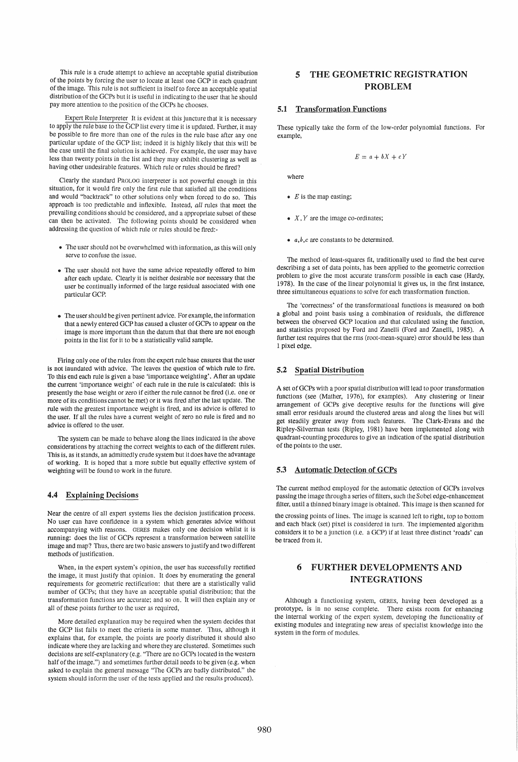This rule is a crude attempt to achieve an acceptable spatial distribution of the points by forcing the user to locate at least one GCP in each quadrant of the image. This rule is not sufficient in itself to force an acceptable spatial distribution of the GCPs but it is useful in indicating to the user that he should pay more attention to the position of the GCPs he chooses.

Expert Rule Interpreter It is evident at this juncture that it is necessary to apply the rule base to the GCP list every time it is updated. Further, it may be possible to fire more than one of the rules in the rule base after any one particular update of the GCP list; indeed it is highly likely that this will be the case until the final solution is achieved. For example, the user may have less than twenty points in the list and they may exhibit clustering as well as having other undesirable features. Which rule or rules should be fired?

Clearly the standard PROLOG interpreter is not powerful enough in this situation, for it would fire only the first rule that satisfied all the conditions and would "backtrack" to other solutions only when forced to do so. This approach is too predictable and inflexible. Instead, *all* rules that meet the prevailing conditions should be considered, and a appropriate subset of these can then be activated. The following points should be considered when addressing the question of which rule or rules should be fired:-

- The user should not be overwhelmed with information, as this will only serve to confuse the issue.
- The user should not have the same advice repeatedly offered to him after each update. Clearly it is neither desirable nor necessary that the user be continually informed of the large residual associated with one particular GCP.
- The user should be given pertinent advice. For example, the information that a newly entered GCP has caused a cluster of GCPs to appear on the image is more important than the datum that there are not enough points in the list for it to be a statistically valid sample.

Firing only one of the rules from the expert rule base ensures that the user is not inundated with advice. The leaves the question of which rule to fire. To this end each rule is given a base 'importance weighting'. After an update the current 'importance weight' of each rule in the rule is calculated: this is presently the base weight or zero if either the rule cannot be fired (i.e. one or more of its conditions cannot be met) or it was fired after the last update. The rule with the greatest importance weight is fired, and its advice is offered to the user. If all the rules have a current weight of zero no rule is fired and no advice is offered to the user.

The system can be made to behave along the lines indicated in the above considerations by attaching the correct weights to each of the different rules. This is, as it stands, an admittedly crude system but it does have the advantage of working. It is hoped that a more subtle but equally effective system of weighting will be found to work in the future.

### 4.4 Explaining Decisions

Near the centre of all expert systems lies the decision justification process. No user can have confidence in a system which generates advice without accompanying with reasons. GERES makes only one decision whilst it is running: does the list of GCPs represent a transformation between satellite image and map? Thus, there are two basic answers to justify and two different methods of justification.

When, in the expert system's opinion, the user has successfully rectified the image, it must justify that opinion. It does by enumerating the general requirements for geometric rectification: that there are a statistically valid number of GCPs; that they have an acceptable spatial distribution; that the transformation functions are accurate; and so on. It will then explain any or all of these points further to the user as required,

More detailed explanation may be required when the system decides that the GCP list fails to meet the criteria in some manner. Thus, although it explains that, for example, the points are poorly distributed it should also indicate where they are lacking and where they are clustered. Sometimes such decisions are self-explanatory (e.g. "There are no GCPs located in the western half of the image.") and sometimes further detail needs to be given (e.g. when asked to explain the general message "The GCPs are badly distributed." the system should inform the user of the tests applied and the results produced).

## 5 THE GEOMETRIC REGISTRATION PROBLEM

### 5.1 Transformation Functions

These typically take the form of the low-order polynomial functions. For example,

$$E = a + bX + cY$$

where

- $E$ is the map easting;
- $X, Y$ are the image co-ordinates;
- $a, b, c$ are constants to be determined.

The method of least-squares fit, traditionally used to find the best curve describing a set of data points, has been applied to the geometric correction problem to give the most accurate transform possible in each case (Hardy, 1978). In the case of the linear polynomial it gives us, in the first instance, three simultaneous equations to solve for each transformation function.

The 'correctness' of the transformational functions is measured on both a global and point basis using a combination of residuals, the difference between the observed GCP location and that calculated using the function, and statistics proposed by Ford and Zanelli (Ford and Zanelli, 1985). A further test requires that the rms (root-mean-square) error should be less than 1 pixel edge.

### 5.2 Spatial Distribution

A set of GCPs with a poor spatial distribution will lead to poor transformation functions (see (Mather, 1976), for examples). Any clustering or linear arrangement of GCPs give deceptive results for the functions will give small error residuals around the clustered areas and along the lines but will get steadily greater away from such features. The Clark-Evans and the Ripley-Silverman tests (Ripley, 1981) have been implemented along with quadrant-counting procedures to give an indication of the spatial distribution of the points to the user.

### 5.3 Automatic Detection of GCPs

The current method employed for the automatic detection of GCPs involves passing the image through a series of filters, such the Sobel edge-enhancement filter, until a thinned binary image is obtained. This image is then scanned for the crossing points of lines. The image is scanned left to right, top to bottom and each black (set) pixel is considered in turn. The implemented algorithm considers it to be a junction (i.e. a GCP) if at least three distinct 'roads' can be traced from it.

## 6 FURTHER DEVELOPMENTS AND INTEGRATIONS

Although a functioning system, GERES, having been developed as a prototype, is in no sense complete. There exists room for enhancing the internal working of the expert system, developing the functionality of existing modules and integrating new areas of specialist knowledge into the system in the form of modules.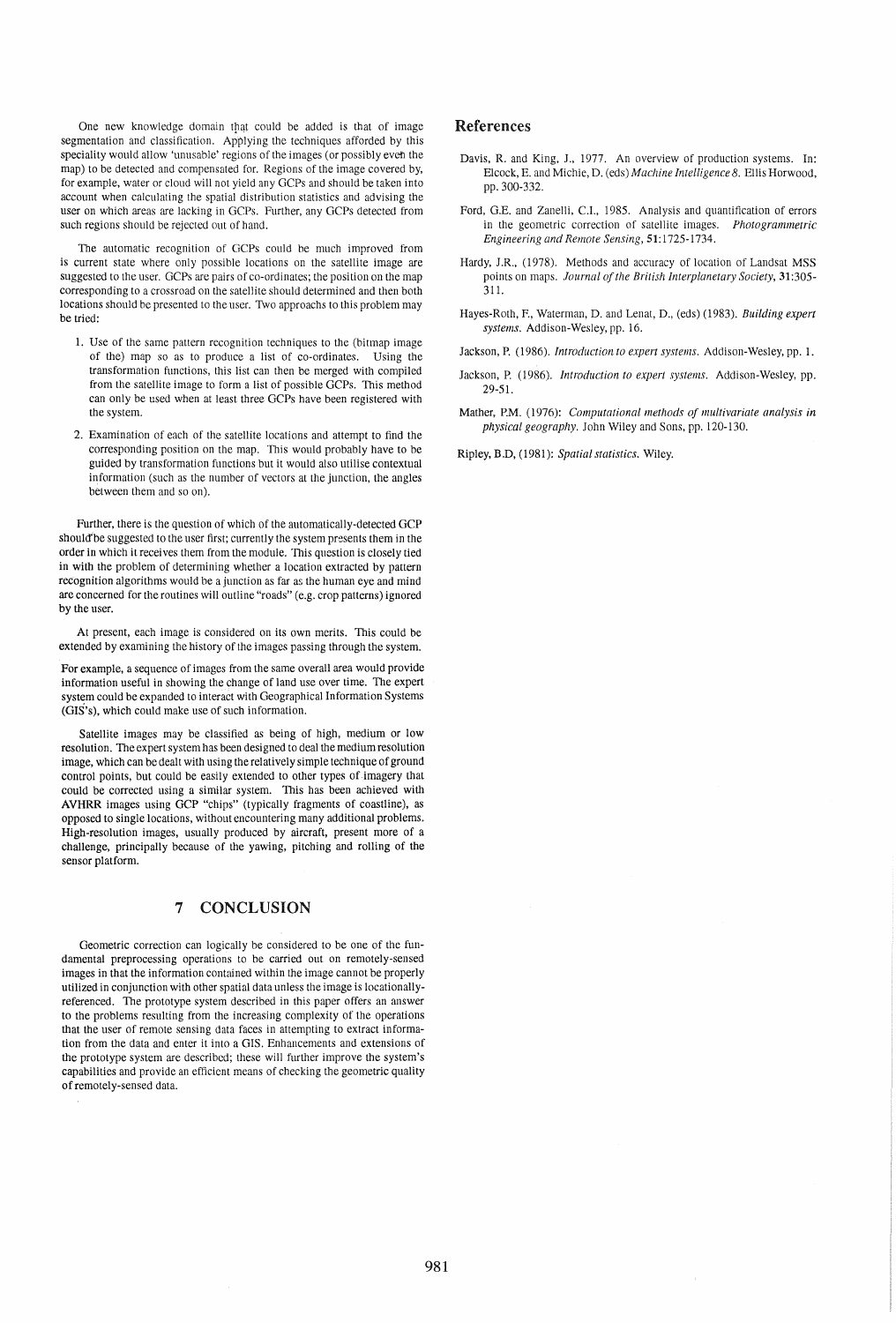One new knowledge domain that could be added is that of image segmentation and classification. Applying the techniques afforded by this speciality would allow 'unusable' regions of the images (or possibly even the map) to be detected and compensated for. Regions of the image covered by, for example, water or cloud will not yield any GCPs and should be taken into account when calculating the spatial distribution statistics and advising the user on which areas are lacking in GCPs. Further, any GCPs detected from such regions should be rejected out of hand.

The automatic recognition of GCPs could be much improved from is current state where only possible locations on the satellite image are suggested to the user. GCPs are pairs of co-ordinates; the position on the map corresponding to a crossroad on the satellite should determined and then both locations should be presented to the user. Two approachs to this problem may be tried:

1. Use of the same pattern recognition techniques to the (bitmap image of the) map so as to produce a list of co-ordinates. Using the transformation functions, this list can then be merged with compiled from the satellite image to form a list of possible GCPs. This method can only be used when at least three GCPs have been registered with the system.
2. Examination of each of the satellite locations and attempt to find the corresponding position on the map. This would probably have to be guided by transformation functions but it would also utilise contextual information (such as the number of vectors at the junction, the angles between them and so on).

Further, there is the question of which of the automatically-detected GCP should be suggested to the user first; currently the system presents them in the order in which it receives them from the module. This question is closely tied in with the problem of determining whether a location extracted by pattern recognition algorithms would be a junction as far as the human eye and mind are concerned for the routines will outline "roads" (e.g. crop patterns) ignored by the user.

At present, each image is considered on its own merits. This could be extended by examining the history of the images passing through the system.

For example, a sequence of images from the same overall area would provide information useful in showing the change of land use over time. The expert system could be expanded to interact with Geographical Information Systems (GIS's), which could make use of such information.

Satellite images may be classified as being of high, medium or low resolution. The expert system has been designed to deal the medium resolution image, which can be dealt with using the relatively simple technique of ground control points, but could be easily extended to other types of imagery that could be corrected using a similar system. This has been achieved with AVHRR images using GCP "chips" (typically fragments of coastline), as opposed to single locations, without encountering many additional problems. High-resolution images, usually produced by aircraft, present more of a challenge, principally because of the yawing, pitching and rolling of the sensor platform.

## 7 CONCLUSION

Geometric correction can logically be considered to be one of the fundamental preprocessing operations to be carried out on remotely-sensed images in that the information contained within the image cannot be properly utilized in conjunction with other spatial data unless the image is locationally-referenced. The prototype system described in this paper offers an answer to the problems resulting from the increasing complexity of the operations that the user of remote sensing data faces in attempting to extract information from the data and enter it into a GIS. Enhancements and extensions of the prototype system are described; these will further improve the system's capabilities and provide an efficient means of checking the geometric quality of remotely-sensed data.

## References

Davis, R. and King, J., 1977. An overview of production systems. In: Elcock, E. and Michie, D. (eds) *Machine Intelligence 8*. Ellis Horwood, pp. 300-332.

Ford, G.E. and Zanelli, C.I., 1985. Analysis and quantification of errors in the geometric correction of satellite images. *Photogrammetric Engineering and Remote Sensing*, **51**:1725-1734.

Hardy, J.R., (1978). Methods and accuracy of location of Landsat MSS points on maps. *Journal of the British Interplanetary Society*, **31**:305-311.

Hayes-Roth, F., Waterman, D. and Lenat, D., (eds) (1983). *Building expert systems*. Addison-Wesley, pp. 16.

Jackson, P. (1986). *Introduction to expert systems*. Addison-Wesley, pp. 1.

Jackson, P. (1986). *Introduction to expert systems*. Addison-Wesley, pp. 29-51.

Mather, P.M. (1976): *Computational methods of multivariate analysis in physical geography*. John Wiley and Sons, pp. 120-130.

Ripley, B.D, (1981): *Spatial statistics*. Wiley.